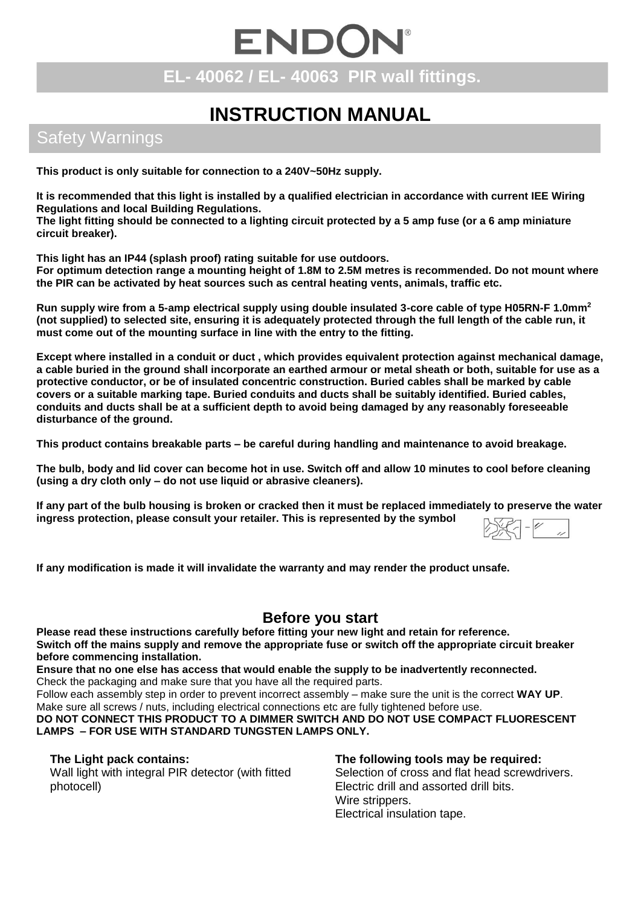# ENDON

## EL- 40062 / EL- 40063 PIR wall fittings.

# INSTRUCTION MANUAL

## Safety Warnings

**This product is only suitable for connection to a 240V~50Hz supply.**

**It is recommended that this light is installed by a qualified electrician in accordance with current IEE Wiring Regulations and local Building Regulations.**
**The light fitting should be connected to a lighting circuit protected by a 5 amp fuse (or a 6 amp miniature circuit breaker).**

**This light has an IP44 (splash proof) rating suitable for use outdoors.**
**For optimum detection range a mounting height of 1.8M to 2.5M metres is recommended. Do not mount where the PIR can be activated by heat sources such as central heating vents, animals, traffic etc.**

**Run supply wire from a 5-amp electrical supply using double insulated 3-core cable of type H05RN-F 1.0mm$^2$ (not supplied) to selected site, ensuring it is adequately protected through the full length of the cable run, it must come out of the mounting surface in line with the entry to the fitting.**

**Except where installed in a conduit or duct , which provides equivalent protection against mechanical damage, a cable buried in the ground shall incorporate an earthed armour or metal sheath or both, suitable for use as a protective conductor, or be of insulated concentric construction. Buried cables shall be marked by cable covers or a suitable marking tape. Buried conduits and ducts shall be suitably identified. Buried cables, conduits and ducts shall be at a sufficient depth to avoid being damaged by any reasonably foreseeable disturbance of the ground.**

**This product contains breakable parts – be careful during handling and maintenance to avoid breakage.**

**The bulb, body and lid cover can become hot in use. Switch off and allow 10 minutes to cool before cleaning (using a dry cloth only – do not use liquid or abrasive cleaners).**

**If any part of the bulb housing is broken or cracked then it must be replaced immediately to preserve the water ingress protection, please consult your retailer. This is represented by the symbol**

**If any modification is made it will invalidate the warranty and may render the product unsafe.**

### Before you start

**Please read these instructions carefully before fitting your new light and retain for reference.**
**Switch off the mains supply and remove the appropriate fuse or switch off the appropriate circuit breaker before commencing installation.**
**Ensure that no one else has access that would enable the supply to be inadvertently reconnected.**
Check the packaging and make sure that you have all the required parts.
Follow each assembly step in order to prevent incorrect assembly – make sure the unit is the correct **WAY UP**.
Make sure all screws / nuts, including electrical connections etc are fully tightened before use.
**DO NOT CONNECT THIS PRODUCT TO A DIMMER SWITCH AND DO NOT USE COMPACT FLUORESCENT LAMPS – FOR USE WITH STANDARD TUNGSTEN LAMPS ONLY.**

**The Light pack contains:**
Wall light with integral PIR detector (with fitted photocell)

**The following tools may be required:**
Selection of cross and flat head screwdrivers.
Electric drill and assorted drill bits.
Wire strippers.
Electrical insulation tape.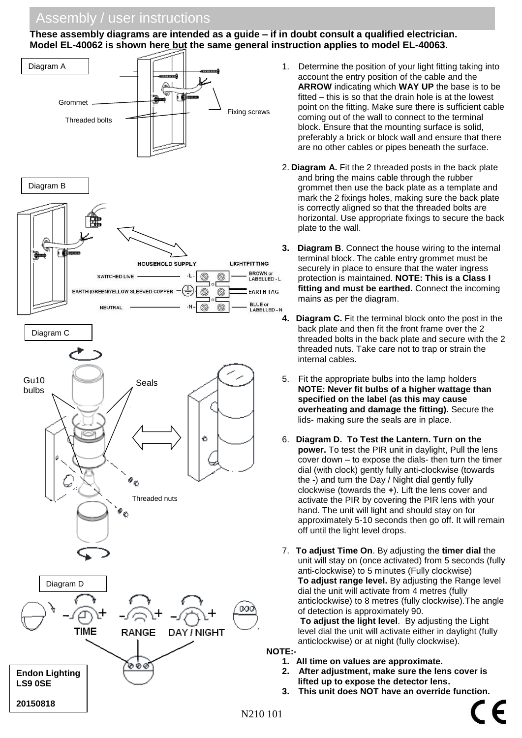# Assembly / user instructions

**These assembly diagrams are intended as a guide – if in doubt consult a qualified electrician.**
**Model EL-40062 is shown here but the same general instruction applies to model EL-40063.**

Diagram A

Grommet

Threaded bolts

Fixing screws

Diagram B

HOUSEHOLD SUPPLY

LIGHTFITTING

SWITCHED LIVE — L — BROWN or LABELLED - L

EARTH (GREEN/YELLOW SLEEVED COPPER — EARTH TAG

NEUTRAL — N — BLUE or LABELLED - N

Diagram C

Gu10 bulbs

Seals

Threaded nuts

Diagram D

TIME RANGE DAY / NIGHT

1. Determine the position of your light fitting taking into account the entry position of the cable and the **ARROW** indicating which **WAY UP** the base is to be fitted – this is so that the drain hole is at the lowest point on the fitting. Make sure there is sufficient cable coming out of the wall to connect to the terminal block. Ensure that the mounting surface is solid, preferably a brick or block wall and ensure that there are no other cables or pipes beneath the surface.

2. **Diagram A.** Fit the 2 threaded posts in the back plate and bring the mains cable through the rubber grommet then use the back plate as a template and mark the 2 fixings holes, making sure the back plate is correctly aligned so that the threaded bolts are horizontal. Use appropriate fixings to secure the back plate to the wall.

3. **Diagram B**. Connect the house wiring to the internal terminal block. The cable entry grommet must be securely in place to ensure that the water ingress protection is maintained. **NOTE: This is a Class I fitting and must be earthed.** Connect the incoming mains as per the diagram.

4. **Diagram C.** Fit the terminal block onto the post in the back plate and then fit the front frame over the 2 threaded bolts in the back plate and secure with the 2 threaded nuts. Take care not to trap or strain the internal cables.

5. Fit the appropriate bulbs into the lamp holders **NOTE: Never fit bulbs of a higher wattage than specified on the label (as this may cause overheating and damage the fitting).** Secure the lids- making sure the seals are in place.

6. **Diagram D. To Test the Lantern. Turn on the power.** To test the PIR unit in daylight, Pull the lens cover down – to expose the dials- then turn the timer dial (with clock) gently fully anti-clockwise (towards the **-**) and turn the Day / Night dial gently fully clockwise (towards the **+**). Lift the lens cover and activate the PIR by covering the PIR lens with your hand. The unit will light and should stay on for approximately 5-10 seconds then go off. It will remain off until the light level drops.

7. **To adjust Time On**. By adjusting the **timer dial** the unit will stay on (once activated) from 5 seconds (fully anti-clockwise) to 5 minutes (Fully clockwise)
   **To adjust range level.** By adjusting the Range level dial the unit will activate from 4 metres (fully anticlockwise) to 8 metres (fully clockwise).The angle of detection is approximately 90.
   **To adjust the light level**. By adjusting the Light level dial the unit will activate either in daylight (fully anticlockwise) or at night (fully clockwise).

**NOTE:-**

1. **All time on values are approximate.**
2. **After adjustment, make sure the lens cover is lifted up to expose the detector lens.**
3. **This unit does NOT have an override function.**

**Endon Lighting**
**LS9 0SE**

**20150818**

N210 101